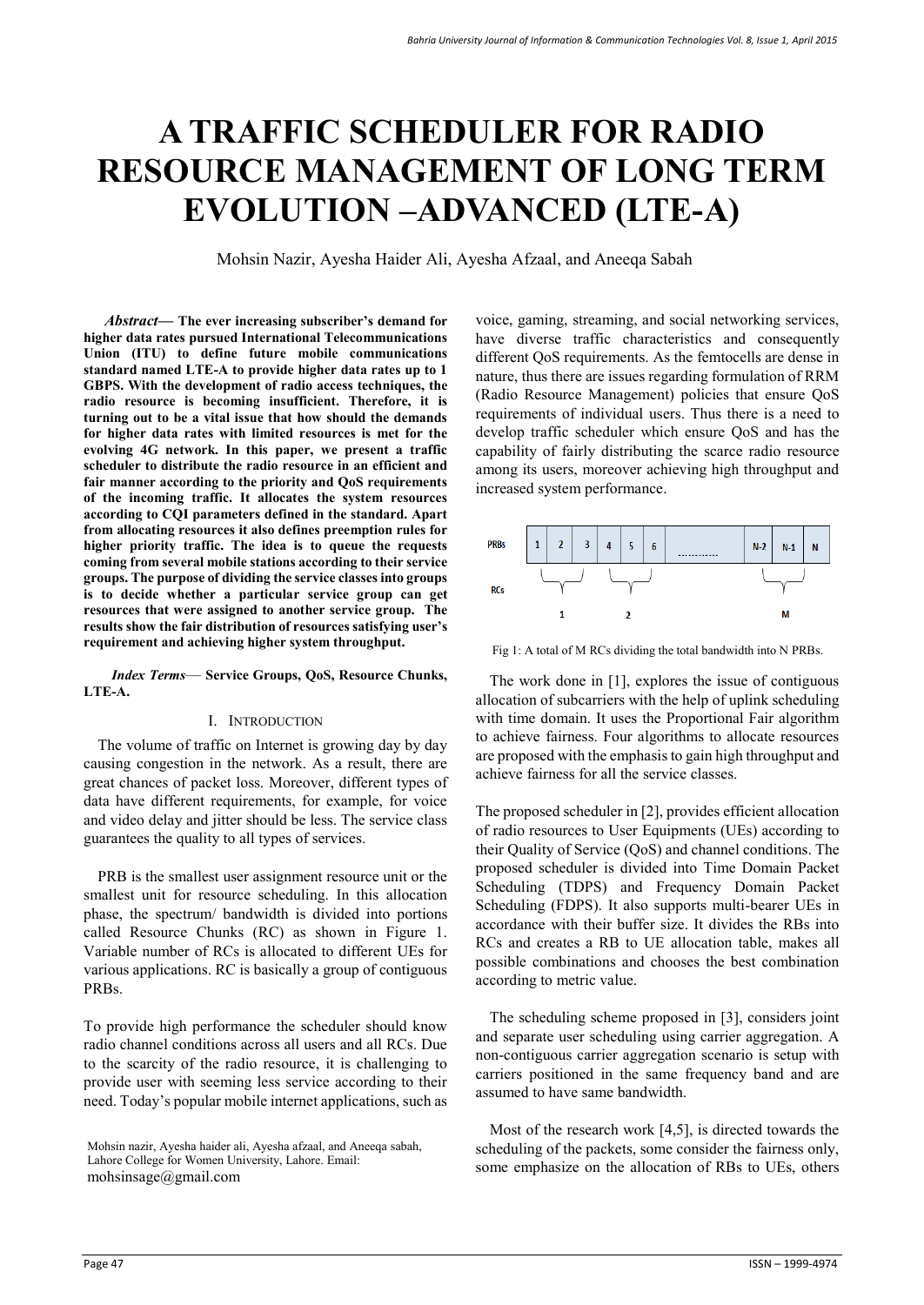# A TRAFFIC SCHEDULER FOR RADIO RESOURCE MANAGEMENT OF LONG TERM EVOLUTION –ADVANCED (LTE-A)

Mohsin Nazir, Ayesha Haider Ali, Ayesha Afzaal, and Aneeqa Sabah

***Abstract*— The ever increasing subscriber's demand for higher data rates pursued International Telecommunications Union (ITU) to define future mobile communications standard named LTE-A to provide higher data rates up to 1 GBPS. With the development of radio access techniques, the radio resource is becoming insufficient. Therefore, it is turning out to be a vital issue that how should the demands for higher data rates with limited resources is met for the evolving 4G network. In this paper, we present a traffic scheduler to distribute the radio resource in an efficient and fair manner according to the priority and QoS requirements of the incoming traffic. It allocates the system resources according to CQI parameters defined in the standard. Apart from allocating resources it also defines preemption rules for higher priority traffic. The idea is to queue the requests coming from several mobile stations according to their service groups. The purpose of dividing the service classes into groups is to decide whether a particular service group can get resources that were assigned to another service group. The results show the fair distribution of resources satisfying user's requirement and achieving higher system throughput.**

***Index Terms*— Service Groups, QoS, Resource Chunks, LTE-A.**

## I. INTRODUCTION

The volume of traffic on Internet is growing day by day causing congestion in the network. As a result, there are great chances of packet loss. Moreover, different types of data have different requirements, for example, for voice and video delay and jitter should be less. The service class guarantees the quality to all types of services.

PRB is the smallest user assignment resource unit or the smallest unit for resource scheduling. In this allocation phase, the spectrum/ bandwidth is divided into portions called Resource Chunks (RC) as shown in Figure 1. Variable number of RCs is allocated to different UEs for various applications. RC is basically a group of contiguous PRBs.

To provide high performance the scheduler should know radio channel conditions across all users and all RCs. Due to the scarcity of the radio resource, it is challenging to provide user with seeming less service according to their need. Today's popular mobile internet applications, such as voice, gaming, streaming, and social networking services, have diverse traffic characteristics and consequently different QoS requirements. As the femtocells are dense in nature, thus there are issues regarding formulation of RRM (Radio Resource Management) policies that ensure QoS requirements of individual users. Thus there is a need to develop traffic scheduler which ensure QoS and has the capability of fairly distributing the scarce radio resource among its users, moreover achieving high throughput and increased system performance.

Fig 1: A total of M RCs dividing the total bandwidth into N PRBs.

The work done in [1], explores the issue of contiguous allocation of subcarriers with the help of uplink scheduling with time domain. It uses the Proportional Fair algorithm to achieve fairness. Four algorithms to allocate resources are proposed with the emphasis to gain high throughput and achieve fairness for all the service classes.

The proposed scheduler in [2], provides efficient allocation of radio resources to User Equipments (UEs) according to their Quality of Service (QoS) and channel conditions. The proposed scheduler is divided into Time Domain Packet Scheduling (TDPS) and Frequency Domain Packet Scheduling (FDPS). It also supports multi-bearer UEs in accordance with their buffer size. It divides the RBs into RCs and creates a RB to UE allocation table, makes all possible combinations and chooses the best combination according to metric value.

The scheduling scheme proposed in [3], considers joint and separate user scheduling using carrier aggregation. A non-contiguous carrier aggregation scenario is setup with carriers positioned in the same frequency band and are assumed to have same bandwidth.

Most of the research work [4,5], is directed towards the scheduling of the packets, some consider the fairness only, some emphasize on the allocation of RBs to UEs, others

Mohsin nazir, Ayesha haider ali, Ayesha afzaal, and Aneeqa sabah, Lahore College for Women University, Lahore. Email: mohsinsage@gmail.com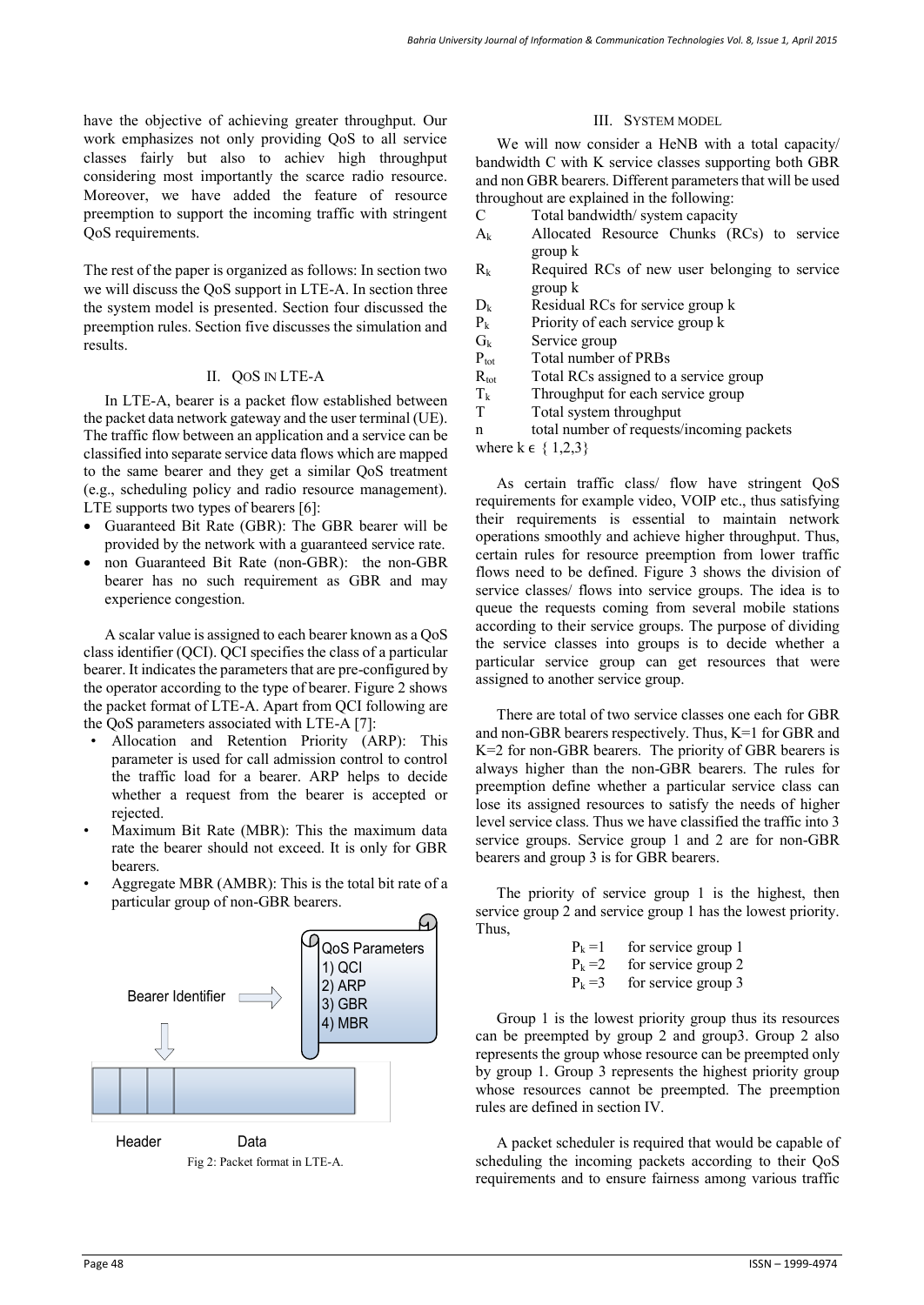have the objective of achieving greater throughput. Our work emphasizes not only providing QoS to all service classes fairly but also to achiev high throughput considering most importantly the scarce radio resource. Moreover, we have added the feature of resource preemption to support the incoming traffic with stringent QoS requirements.

The rest of the paper is organized as follows: In section two we will discuss the QoS support in LTE-A. In section three the system model is presented. Section four discussed the preemption rules. Section five discusses the simulation and results.

## II. QOS IN LTE-A

In LTE-A, bearer is a packet flow established between the packet data network gateway and the user terminal (UE). The traffic flow between an application and a service can be classified into separate service data flows which are mapped to the same bearer and they get a similar QoS treatment (e.g., scheduling policy and radio resource management). LTE supports two types of bearers [6]:

- Guaranteed Bit Rate (GBR): The GBR bearer will be provided by the network with a guaranteed service rate.
- non Guaranteed Bit Rate (non-GBR): the non-GBR bearer has no such requirement as GBR and may experience congestion.

A scalar value is assigned to each bearer known as a QoS class identifier (QCI). QCI specifies the class of a particular bearer. It indicates the parameters that are pre-configured by the operator according to the type of bearer. Figure 2 shows the packet format of LTE-A. Apart from QCI following are the QoS parameters associated with LTE-A [7]:

- Allocation and Retention Priority (ARP): This parameter is used for call admission control to control the traffic load for a bearer. ARP helps to decide whether a request from the bearer is accepted or rejected.
- Maximum Bit Rate (MBR): This the maximum data rate the bearer should not exceed. It is only for GBR bearers.
- Aggregate MBR (AMBR): This is the total bit rate of a particular group of non-GBR bearers.

Bearer Identifier

QoS Parameters
1) QCI
2) ARP
3) GBR
4) MBR

Header Data

Fig 2: Packet format in LTE-A.

## III. SYSTEM MODEL

We will now consider a HeNB with a total capacity/ bandwidth C with K service classes supporting both GBR and non GBR bearers. Different parameters that will be used throughout are explained in the following:

| | |
|---|---|
| C | Total bandwidth/ system capacity |
| $A_k$ | Allocated Resource Chunks (RCs) to service group k |
| $R_k$ | Required RCs of new user belonging to service group k |
| $D_k$ | Residual RCs for service group k |
| $P_k$ | Priority of each service group k |
| $G_k$ | Service group |
| $P_{tot}$ | Total number of PRBs |
| $R_{tot}$ | Total RCs assigned to a service group |
| $T_k$ | Throughput for each service group |
| T | Total system throughput |
| n | total number of requests/incoming packets |

where $k \in \{1,2,3\}$

As certain traffic class/ flow have stringent QoS requirements for example video, VOIP etc., thus satisfying their requirements is essential to maintain network operations smoothly and achieve higher throughput. Thus, certain rules for resource preemption from lower traffic flows need to be defined. Figure 3 shows the division of service classes/ flows into service groups. The idea is to queue the requests coming from several mobile stations according to their service groups. The purpose of dividing the service classes into groups is to decide whether a particular service group can get resources that were assigned to another service group.

There are total of two service classes one each for GBR and non-GBR bearers respectively. Thus, K=1 for GBR and K=2 for non-GBR bearers. The priority of GBR bearers is always higher than the non-GBR bearers. The rules for preemption define whether a particular service class can lose its assigned resources to satisfy the needs of higher level service class. Thus we have classified the traffic into 3 service groups. Service group 1 and 2 are for non-GBR bearers and group 3 is for GBR bearers.

The priority of service group 1 is the highest, then service group 2 and service group 1 has the lowest priority. Thus,

$P_k = 1$ for service group 1
$P_k = 2$ for service group 2
$P_k = 3$ for service group 3

Group 1 is the lowest priority group thus its resources can be preempted by group 2 and group3. Group 2 also represents the group whose resource can be preempted only by group 1. Group 3 represents the highest priority group whose resources cannot be preempted. The preemption rules are defined in section IV.

A packet scheduler is required that would be capable of scheduling the incoming packets according to their QoS requirements and to ensure fairness among various traffic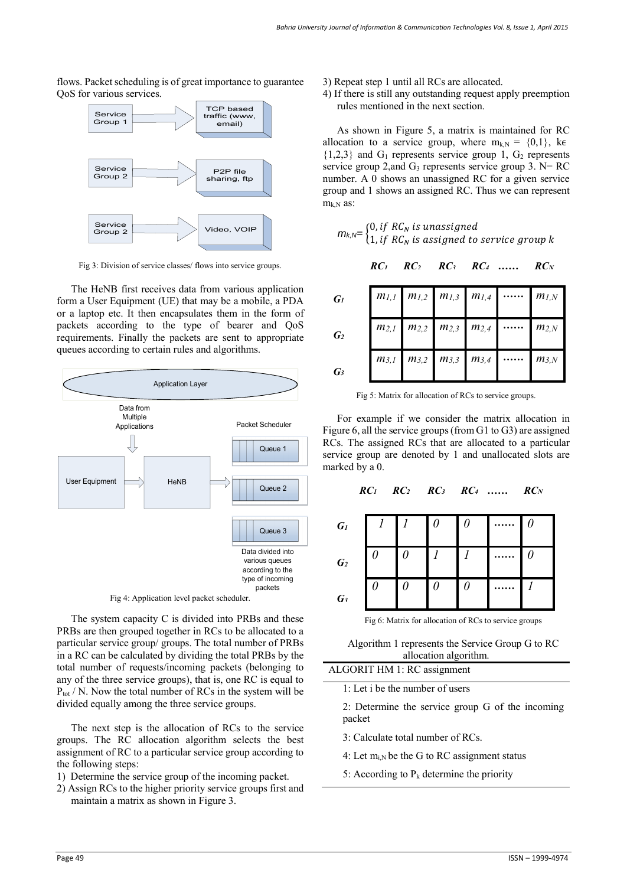flows. Packet scheduling is of great importance to guarantee QoS for various services.

Fig 3: Division of service classes/ flows into service groups.

The HeNB first receives data from various application form a User Equipment (UE) that may be a mobile, a PDA or a laptop etc. It then encapsulates them in the form of packets according to the type of bearer and QoS requirements. Finally the packets are sent to appropriate queues according to certain rules and algorithms.

Fig 4: Application level packet scheduler.

The system capacity C is divided into PRBs and these PRBs are then grouped together in RCs to be allocated to a particular service group/ groups. The total number of PRBs in a RC can be calculated by dividing the total PRBs by the total number of requests/incoming packets (belonging to any of the three service groups), that is, one RC is equal to $P_{tot}$ / N. Now the total number of RCs in the system will be divided equally among the three service groups.

The next step is the allocation of RCs to the service groups. The RC allocation algorithm selects the best assignment of RC to a particular service group according to the following steps:

1) Determine the service group of the incoming packet.
2) Assign RCs to the higher priority service groups first and maintain a matrix as shown in Figure 3.
3) Repeat step 1 until all RCs are allocated.
4) If there is still any outstanding request apply preemption rules mentioned in the next section.

As shown in Figure 5, a matrix is maintained for RC allocation to a service group, where $m_{k,N}$ = {0,1}, k∊ {1,2,3} and $G_1$ represents service group 1, $G_2$ represents service group 2,and $G_3$ represents service group 3. N= RC number. A 0 shows an unassigned RC for a given service group and 1 shows an assigned RC. Thus we can represent $m_{k,N}$ as:

$$m_{k,N} = \begin{cases} 0, \text{if } RC_N \text{ is unassigned} \\ 1, \text{if } RC_N \text{ is assigned to service group } k \end{cases}$$

| | $RC_1$ | $RC_2$ | $RC_3$ | $RC_4$ | …… | $RC_N$ |
|---|---|---|---|---|---|---|
| $G_1$ | $m_{1,1}$ | $m_{1,2}$ | $m_{1,3}$ | $m_{1,4}$ | …… | $m_{1,N}$ |
| $G_2$ | $m_{2,1}$ | $m_{2,2}$ | $m_{2,3}$ | $m_{2,4}$ | …… | $m_{2,N}$ |
| $G_3$ | $m_{3,1}$ | $m_{3,2}$ | $m_{3,3}$ | $m_{3,4}$ | …… | $m_{3,N}$ |

Fig 5: Matrix for allocation of RCs to service groups.

For example if we consider the matrix allocation in Figure 6, all the service groups (from G1 to G3) are assigned RCs. The assigned RCs that are allocated to a particular service group are denoted by 1 and unallocated slots are marked by a 0.

| | $RC_1$ | $RC_2$ | $RC_3$ | $RC_4$ | …… | $RC_N$ |
|---|---|---|---|---|---|---|
| $G_1$ | 1 | 1 | 0 | 0 | …… | 0 |
| $G_2$ | 0 | 0 | 1 | 1 | …… | 0 |
| $G_3$ | 0 | 0 | 0 | 0 | …… | 1 |

Fig 6: Matrix for allocation of RCs to service groups

Algorithm 1 represents the Service Group G to RC allocation algorithm.

**ALGORIT HM 1: RC assignment**

1: Let i be the number of users

2: Determine the service group G of the incoming packet

3: Calculate total number of RCs.

4: Let $m_{i,N}$ be the G to RC assignment status

5: According to $P_k$ determine the priority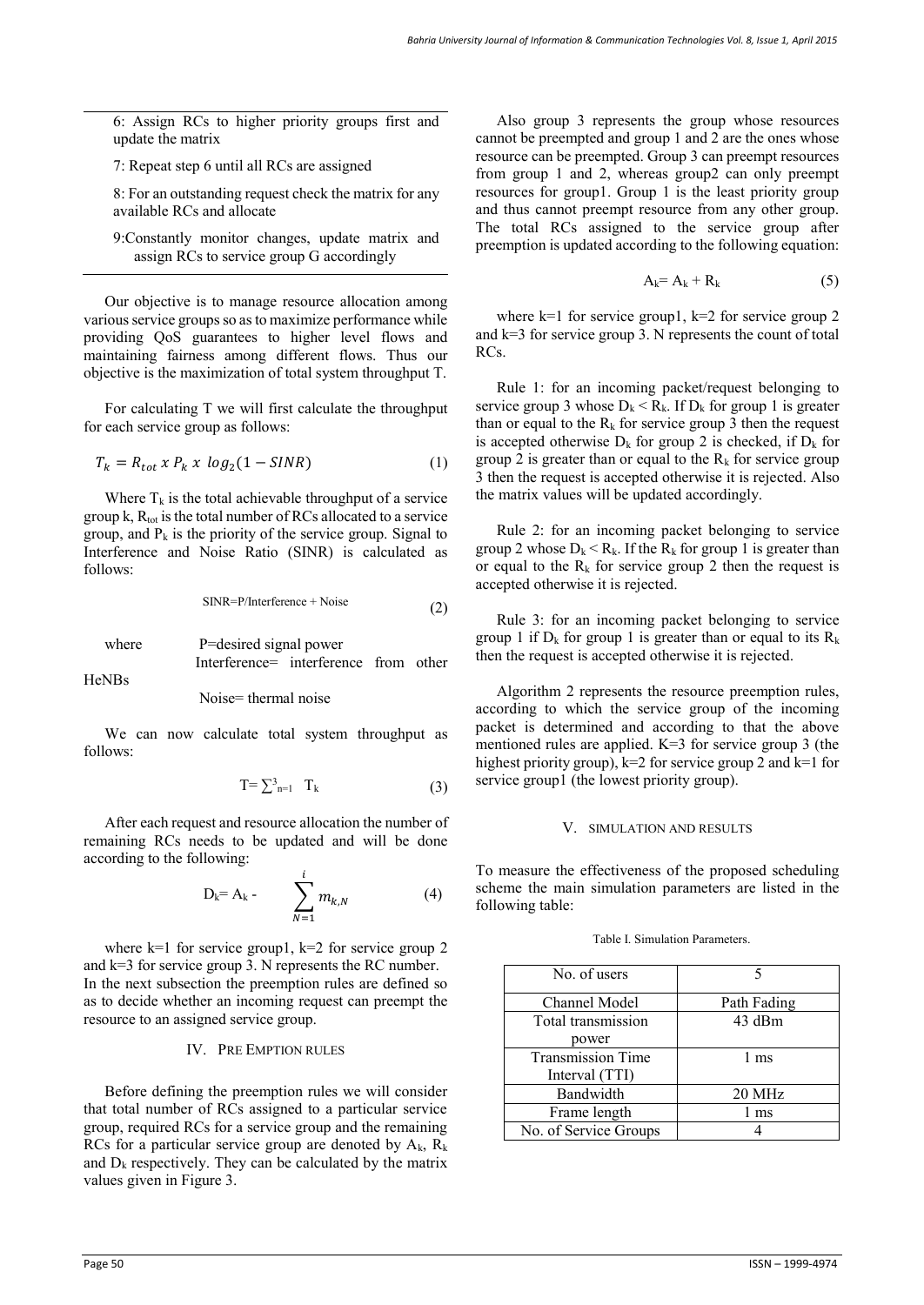6: Assign RCs to higher priority groups first and update the matrix

7: Repeat step 6 until all RCs are assigned

8: For an outstanding request check the matrix for any available RCs and allocate

9: Constantly monitor changes, update matrix and assign RCs to service group G accordingly

Our objective is to manage resource allocation among various service groups so as to maximize performance while providing QoS guarantees to higher level flows and maintaining fairness among different flows. Thus our objective is the maximization of total system throughput T.

For calculating T we will first calculate the throughput for each service group as follows:

$$T_k = R_{tot} \ x \ P_k \ x \ \log_2(1 - SINR) \tag{1}$$

Where $T_k$ is the total achievable throughput of a service group k, $R_{tot}$ is the total number of RCs allocated to a service group, and $P_k$ is the priority of the service group. Signal to Interference and Noise Ratio (SINR) is calculated as follows:

$$\text{SINR}=\text{P/Interference + Noise} \tag{2}$$

where P=desired signal power
Interference= interference from other HeNBs
Noise= thermal noise

We can now calculate total system throughput as follows:

$$\text{T}= \sum_{n=1}^{3} \ \text{T}_k \tag{3}$$

After each request and resource allocation the number of remaining RCs needs to be updated and will be done according to the following:

$$D_k = A_k - \sum_{N=1}^{i} m_{k,N} \tag{4}$$

where k=1 for service group1, k=2 for service group 2 and k=3 for service group 3. N represents the RC number. In the next subsection the preemption rules are defined so as to decide whether an incoming request can preempt the resource to an assigned service group.

## IV. PRE EMPTION RULES

Before defining the preemption rules we will consider that total number of RCs assigned to a particular service group, required RCs for a service group and the remaining RCs for a particular service group are denoted by $A_k$, $R_k$ and $D_k$ respectively. They can be calculated by the matrix values given in Figure 3.

Also group 3 represents the group whose resources cannot be preempted and group 1 and 2 are the ones whose resource can be preempted. Group 3 can preempt resources from group 1 and 2, whereas group2 can only preempt resources for group1. Group 1 is the least priority group and thus cannot preempt resource from any other group. The total RCs assigned to the service group after preemption is updated according to the following equation:

$$A_k = A_k + R_k \tag{5}$$

where k=1 for service group1, k=2 for service group 2 and k=3 for service group 3. N represents the count of total RCs.

Rule 1: for an incoming packet/request belonging to service group 3 whose $D_k < R_k$. If $D_k$ for group 1 is greater than or equal to the $R_k$ for service group 3 then the request is accepted otherwise $D_k$ for group 2 is checked, if $D_k$ for group 2 is greater than or equal to the $R_k$ for service group 3 then the request is accepted otherwise it is rejected. Also the matrix values will be updated accordingly.

Rule 2: for an incoming packet belonging to service group 2 whose $D_k < R_k$. If the $R_k$ for group 1 is greater than or equal to the $R_k$ for service group 2 then the request is accepted otherwise it is rejected.

Rule 3: for an incoming packet belonging to service group 1 if $D_k$ for group 1 is greater than or equal to its $R_k$ then the request is accepted otherwise it is rejected.

Algorithm 2 represents the resource preemption rules, according to which the service group of the incoming packet is determined and according to that the above mentioned rules are applied. K=3 for service group 3 (the highest priority group), k=2 for service group 2 and k=1 for service group1 (the lowest priority group).

## V. SIMULATION AND RESULTS

To measure the effectiveness of the proposed scheduling scheme the main simulation parameters are listed in the following table:

Table I. Simulation Parameters.

| No. of users | 5 |
|---|---|
| Channel Model | Path Fading |
| Total transmission power | 43 dBm |
| Transmission Time Interval (TTI) | 1 ms |
| Bandwidth | 20 MHz |
| Frame length | 1 ms |
| No. of Service Groups | 4 |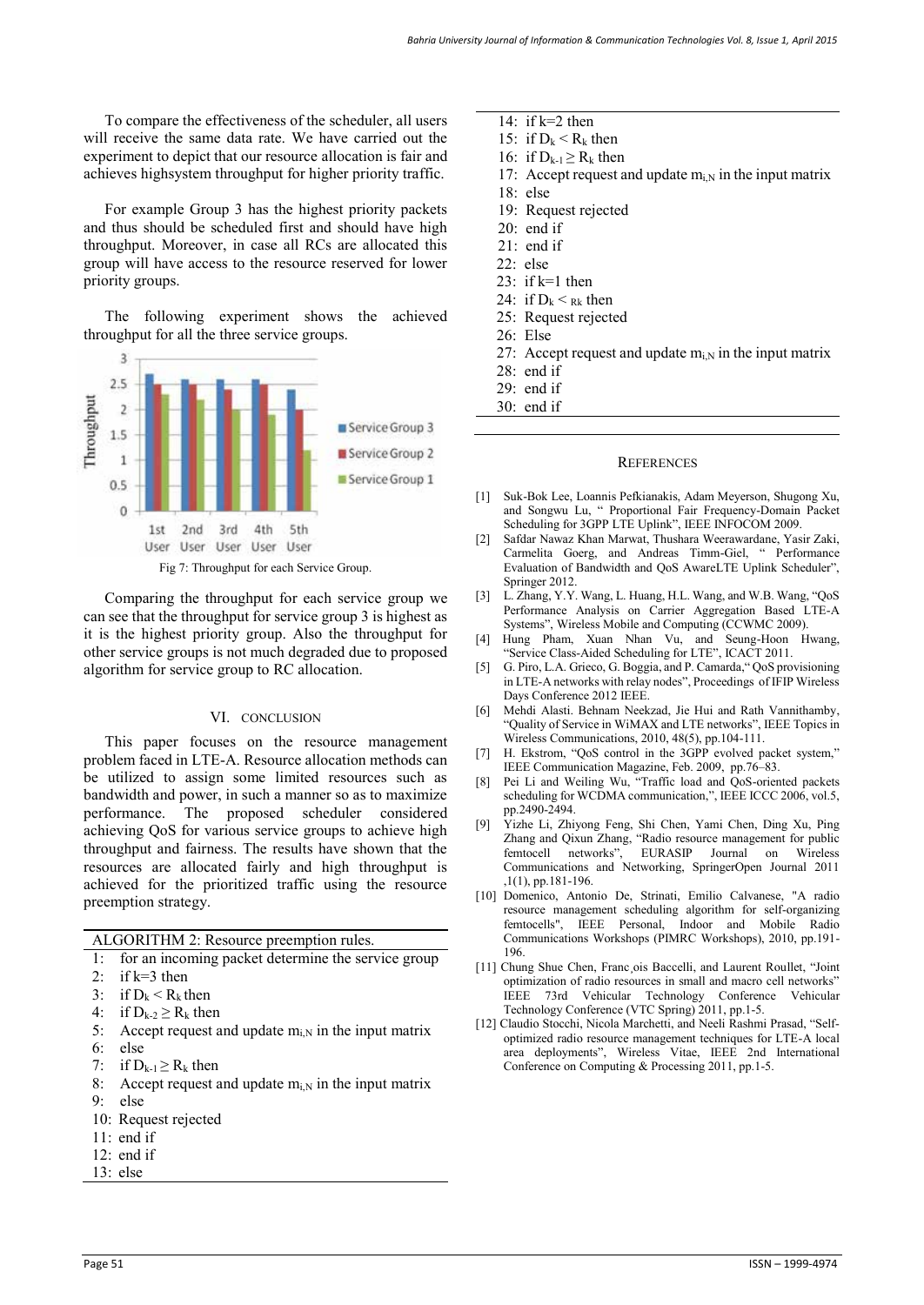To compare the effectiveness of the scheduler, all users will receive the same data rate. We have carried out the experiment to depict that our resource allocation is fair and achieves highsystem throughput for higher priority traffic.

For example Group 3 has the highest priority packets and thus should be scheduled first and should have high throughput. Moreover, in case all RCs are allocated this group will have access to the resource reserved for lower priority groups.

The following experiment shows the achieved throughput for all the three service groups.

Throughput
3
2.5
2
1.5
1
0.5
0
1st User
2nd User
3rd User
4th User
5th User
Service Group 3
Service Group 2
Service Group 1

Fig 7: Throughput for each Service Group.

Comparing the throughput for each service group we can see that the throughput for service group 3 is highest as it is the highest priority group. Also the throughput for other service groups is not much degraded due to proposed algorithm for service group to RC allocation.

## VI. CONCLUSION

This paper focuses on the resource management problem faced in LTE-A. Resource allocation methods can be utilized to assign some limited resources such as bandwidth and power, in such a manner so as to maximize performance. The proposed scheduler considered achieving QoS for various service groups to achieve high throughput and fairness. The results have shown that the resources are allocated fairly and high throughput is achieved for the prioritized traffic using the resource preemption strategy.

ALGORITHM 2: Resource preemption rules.

```
1:  for an incoming packet determine the service group
2:  if k=3 then
3:  if D_k < R_k then
4:  if D_{k-2} ≥ R_k then
5:  Accept request and update m_{i,N} in the input matrix
6:  else
7:  if D_{k-1} ≥ R_k then
8:  Accept request and update m_{i,N} in the input matrix
9:  else
10: Request rejected
11: end if
12: end if
13: else
14: if k=2 then
15: if D_k < R_k then
16: if D_{k-1} ≥ R_k then
17: Accept request and update m_{i,N} in the input matrix
18: else
19: Request rejected
20: end if
21: end if
22: else
23: if k=1 then
24: if D_k < R_k then
25: Request rejected
26: Else
27: Accept request and update m_{i,N} in the input matrix
28: end if
29: end if
30: end if
```

## REFERENCES

[1] Suk-Bok Lee, Loannis Pefkianakis, Adam Meyerson, Shugong Xu, and Songwu Lu, " Proportional Fair Frequency-Domain Packet Scheduling for 3GPP LTE Uplink", IEEE INFOCOM 2009.

[2] Safdar Nawaz Khan Marwat, Thushara Weerawardane, Yasir Zaki, Carmelita Goerg, and Andreas Timm-Giel, " Performance Evaluation of Bandwidth and QoS AwareLTE Uplink Scheduler", Springer 2012.

[3] L. Zhang, Y.Y. Wang, L. Huang, H.L. Wang, and W.B. Wang, "QoS Performance Analysis on Carrier Aggregation Based LTE-A Systems", Wireless Mobile and Computing (CCWMC 2009).

[4] Hung Pham, Xuan Nhan Vu, and Seung-Hoon Hwang, "Service Class-Aided Scheduling for LTE", ICACT 2011.

[5] G. Piro, L.A. Grieco, G. Boggia, and P. Camarda," QoS provisioning in LTE-A networks with relay nodes", Proceedings of IFIP Wireless Days Conference 2012 IEEE.

[6] Mehdi Alasti. Behnam Neekzad, Jie Hui and Rath Vannithamby, "Quality of Service in WiMAX and LTE networks", IEEE Topics in Wireless Communications, 2010, 48(5), pp.104-111.

[7] H. Ekstrom, "QoS control in the 3GPP evolved packet system," IEEE Communication Magazine, Feb. 2009, pp.76–83.

[8] Pei Li and Weiling Wu, "Traffic load and QoS-oriented packets scheduling for WCDMA communication,", IEEE ICCC 2006, vol.5, pp.2490-2494.

[9] Yizhe Li, Zhiyong Feng, Shi Chen, Yami Chen, Ding Xu, Ping Zhang and Qixun Zhang, "Radio resource management for public femtocell networks", EURASIP Journal on Wireless Communications and Networking, SpringerOpen Journal 2011 ,1(1), pp.181-196.

[10] Domenico, Antonio De, Strinati, Emilio Calvanese, "A radio resource management scheduling algorithm for self-organizing femtocells", IEEE Personal, Indoor and Mobile Radio Communications Workshops (PIMRC Workshops), 2010, pp.191-196.

[11] Chung Shue Chen, Franc¸ois Baccelli, and Laurent Roullet, "Joint optimization of radio resources in small and macro cell networks" IEEE 73rd Vehicular Technology Conference Vehicular Technology Conference (VTC Spring) 2011, pp.1-5.

[12] Claudio Stocchi, Nicola Marchetti, and Neeli Rashmi Prasad, "Self-optimized radio resource management techniques for LTE-A local area deployments", Wireless Vitae, IEEE 2nd International Conference on Computing & Processing 2011, pp.1-5.